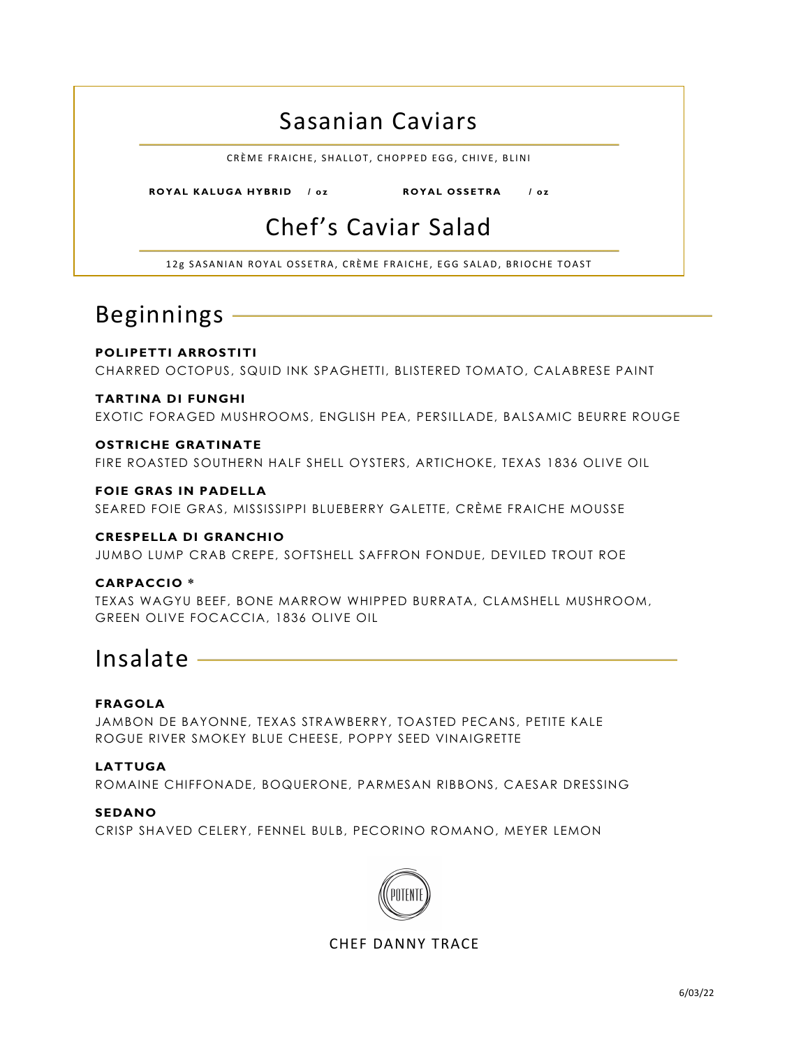## Sasanian Caviars

CRÈME FRAICHE, SHALLOT, CHOPPED EGG, CHIVE, BLINI

**ROYAL KALUGA HYBRID / oz** **ROYAL OSSETRA / oz**

## Chef's Caviar Salad

12g SASANIAN ROYAL OSSETRA, CRÈME FRAICHE, EGG SALAD, BRIOCHE TOAST

## Beginnings

**POLIPETTI ARROSTITI**
CHARRED OCTOPUS, SQUID INK SPAGHETTI, BLISTERED TOMATO, CALABRESE PAINT

**TARTINA DI FUNGHI**
EXOTIC FORAGED MUSHROOMS, ENGLISH PEA, PERSILLADE, BALSAMIC BEURRE ROUGE

**OSTRICHE GRATINATE**
FIRE ROASTED SOUTHERN HALF SHELL OYSTERS, ARTICHOKE, TEXAS 1836 OLIVE OIL

**FOIE GRAS IN PADELLA**
SEARED FOIE GRAS, MISSISSIPPI BLUEBERRY GALETTE, CRÈME FRAICHE MOUSSE

**CRESPELLA DI GRANCHIO**
JUMBO LUMP CRAB CREPE, SOFTSHELL SAFFRON FONDUE, DEVILED TROUT ROE

**CARPACCIO ***
TEXAS WAGYU BEEF, BONE MARROW WHIPPED BURRATA, CLAMSHELL MUSHROOM, GREEN OLIVE FOCACCIA, 1836 OLIVE OIL

## Insalate

**FRAGOLA**
JAMBON DE BAYONNE, TEXAS STRAWBERRY, TOASTED PECANS, PETITE KALE ROGUE RIVER SMOKEY BLUE CHEESE, POPPY SEED VINAIGRETTE

**LATTUGA**
ROMAINE CHIFFONADE, BOQUERONE, PARMESAN RIBBONS, CAESAR DRESSING

**SEDANO**
CRISP SHAVED CELERY, FENNEL BULB, PECORINO ROMANO, MEYER LEMON

POTENTE

CHEF DANNY TRACE

6/03/22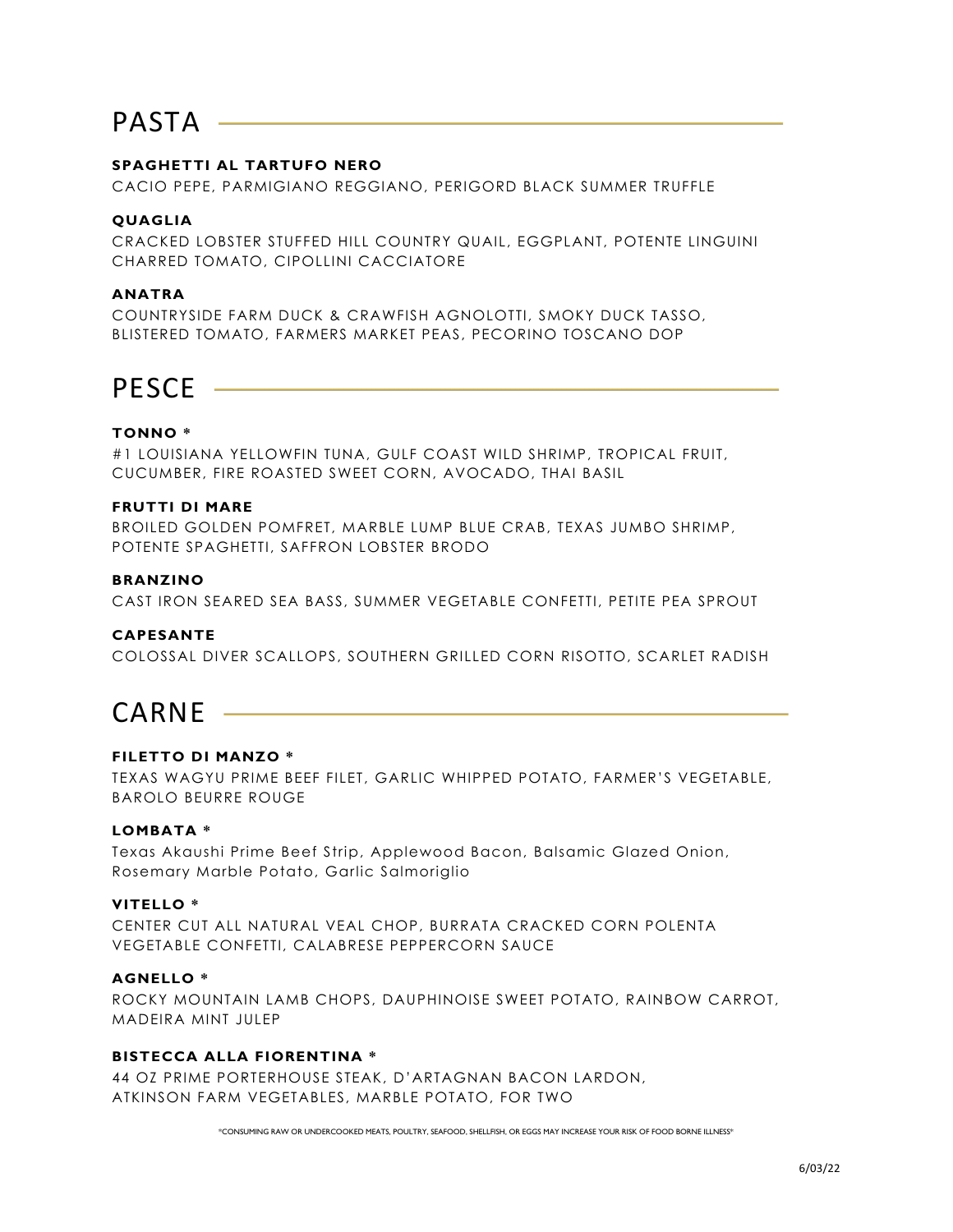## PASTA

**SPAGHETTI AL TARTUFO NERO**
CACIO PEPE, PARMIGIANO REGGIANO, PERIGORD BLACK SUMMER TRUFFLE

**QUAGLIA**
CRACKED LOBSTER STUFFED HILL COUNTRY QUAIL, EGGPLANT, POTENTE LINGUINI CHARRED TOMATO, CIPOLLINI CACCIATORE

**ANATRA**
COUNTRYSIDE FARM DUCK & CRAWFISH AGNOLOTTI, SMOKY DUCK TASSO, BLISTERED TOMATO, FARMERS MARKET PEAS, PECORINO TOSCANO DOP

## PESCE

**TONNO ***
#1 LOUISIANA YELLOWFIN TUNA, GULF COAST WILD SHRIMP, TROPICAL FRUIT, CUCUMBER, FIRE ROASTED SWEET CORN, AVOCADO, THAI BASIL

**FRUTTI DI MARE**
BROILED GOLDEN POMFRET, MARBLE LUMP BLUE CRAB, TEXAS JUMBO SHRIMP, POTENTE SPAGHETTI, SAFFRON LOBSTER BRODO

**BRANZINO**
CAST IRON SEARED SEA BASS, SUMMER VEGETABLE CONFETTI, PETITE PEA SPROUT

**CAPESANTE**
COLOSSAL DIVER SCALLOPS, SOUTHERN GRILLED CORN RISOTTO, SCARLET RADISH

## CARNE

**FILETTO DI MANZO ***
TEXAS WAGYU PRIME BEEF FILET, GARLIC WHIPPED POTATO, FARMER'S VEGETABLE, BAROLO BEURRE ROUGE

**LOMBATA ***
Texas Akaushi Prime Beef Strip, Applewood Bacon, Balsamic Glazed Onion, Rosemary Marble Potato, Garlic Salmoriglio

**VITELLO ***
CENTER CUT ALL NATURAL VEAL CHOP, BURRATA CRACKED CORN POLENTA VEGETABLE CONFETTI, CALABRESE PEPPERCORN SAUCE

**AGNELLO ***
ROCKY MOUNTAIN LAMB CHOPS, DAUPHINOISE SWEET POTATO, RAINBOW CARROT, MADEIRA MINT JULEP

**BISTECCA ALLA FIORENTINA ***
44 OZ PRIME PORTERHOUSE STEAK, D'ARTAGNAN BACON LARDON, ATKINSON FARM VEGETABLES, MARBLE POTATO, FOR TWO

*CONSUMING RAW OR UNDERCOOKED MEATS, POULTRY, SEAFOOD, SHELLFISH, OR EGGS MAY INCREASE YOUR RISK OF FOOD BORNE ILLNESS*

6/03/22